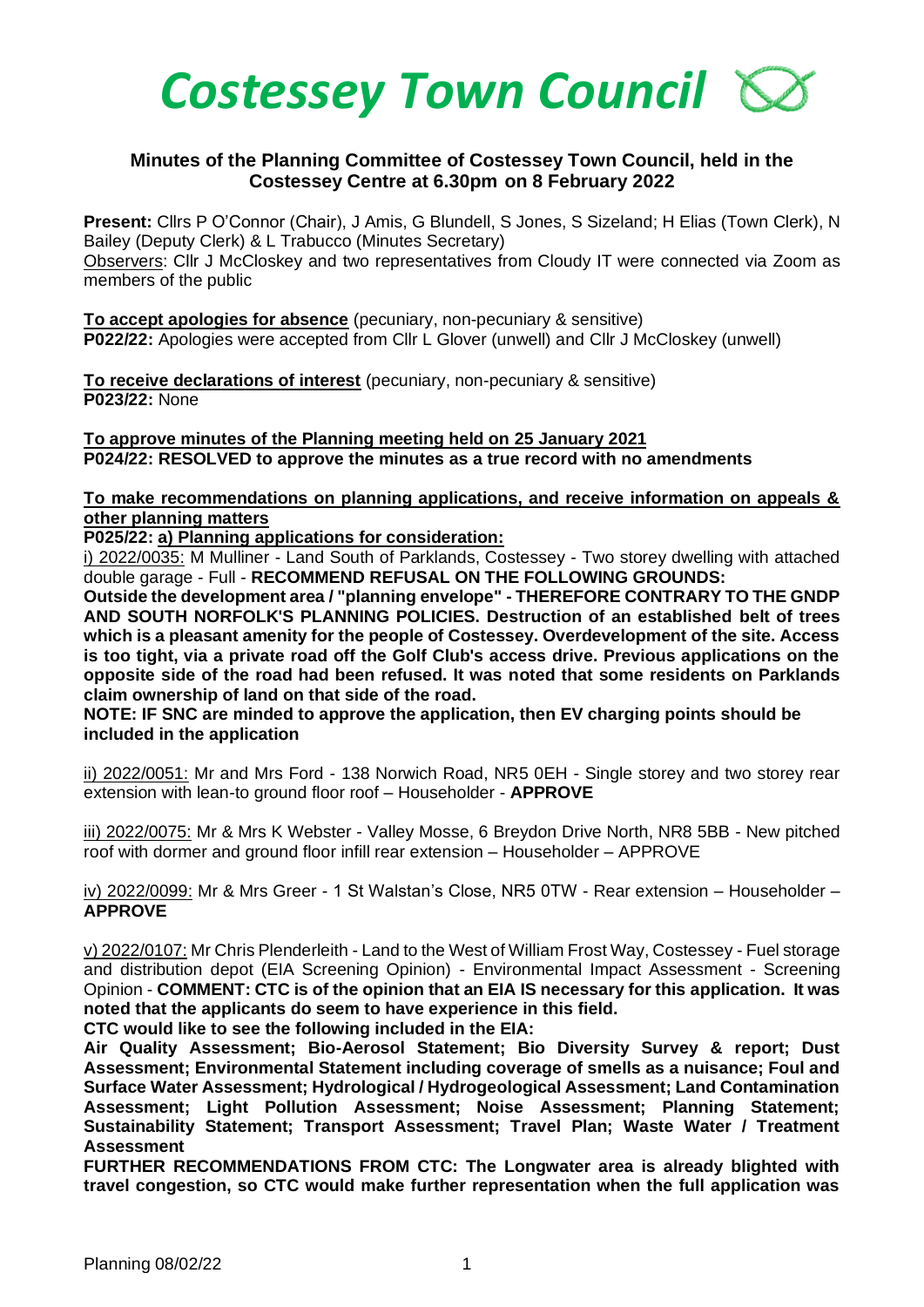# Costessey Town Council

### Minutes of the Planning Committee of Costessey Town Council, held in the Costessey Centre at 6.30pm on 8 February 2022

**Present:** Cllrs P O'Connor (Chair), J Amis, G Blundell, S Jones, S Sizeland; H Elias (Town Clerk), N Bailey (Deputy Clerk) & L Trabucco (Minutes Secretary)

Observers: Cllr J McCloskey and two representatives from Cloudy IT were connected via Zoom as members of the public

**To accept apologies for absence** (pecuniary, non-pecuniary & sensitive)
**P022/22:** Apologies were accepted from Cllr L Glover (unwell) and Cllr J McCloskey (unwell)

**To receive declarations of interest** (pecuniary, non-pecuniary & sensitive)
**P023/22:** None

**To approve minutes of the Planning meeting held on 25 January 2021**
**P024/22: RESOLVED to approve the minutes as a true record with no amendments**

**To make recommendations on planning applications, and receive information on appeals & other planning matters**

**P025/22: a) Planning applications for consideration:**

i) 2022/0035: M Mulliner - Land South of Parklands, Costessey - Two storey dwelling with attached double garage - Full - **RECOMMEND REFUSAL ON THE FOLLOWING GROUNDS: Outside the development area / "planning envelope" - THEREFORE CONTRARY TO THE GNDP AND SOUTH NORFOLK'S PLANNING POLICIES. Destruction of an established belt of trees which is a pleasant amenity for the people of Costessey. Overdevelopment of the site. Access is too tight, via a private road off the Golf Club's access drive. Previous applications on the opposite side of the road had been refused. It was noted that some residents on Parklands claim ownership of land on that side of the road.**

**NOTE: IF SNC are minded to approve the application, then EV charging points should be included in the application**

ii) 2022/0051: Mr and Mrs Ford - 138 Norwich Road, NR5 0EH - Single storey and two storey rear extension with lean-to ground floor roof – Householder - **APPROVE**

iii) 2022/0075: Mr & Mrs K Webster - Valley Mosse, 6 Breydon Drive North, NR8 5BB - New pitched roof with dormer and ground floor infill rear extension – Householder – APPROVE

iv) 2022/0099: Mr & Mrs Greer - 1 St Walstan's Close, NR5 0TW - Rear extension – Householder – **APPROVE**

v) 2022/0107: Mr Chris Plenderleith - Land to the West of William Frost Way, Costessey - Fuel storage and distribution depot (EIA Screening Opinion) - Environmental Impact Assessment - Screening Opinion - **COMMENT: CTC is of the opinion that an EIA IS necessary for this application. It was noted that the applicants do seem to have experience in this field.**

**CTC would like to see the following included in the EIA:**

**Air Quality Assessment; Bio-Aerosol Statement; Bio Diversity Survey & report; Dust Assessment; Environmental Statement including coverage of smells as a nuisance; Foul and Surface Water Assessment; Hydrological / Hydrogeological Assessment; Land Contamination Assessment; Light Pollution Assessment; Noise Assessment; Planning Statement; Sustainability Statement; Transport Assessment; Travel Plan; Waste Water / Treatment Assessment**

**FURTHER RECOMMENDATIONS FROM CTC: The Longwater area is already blighted with travel congestion, so CTC would make further representation when the full application was**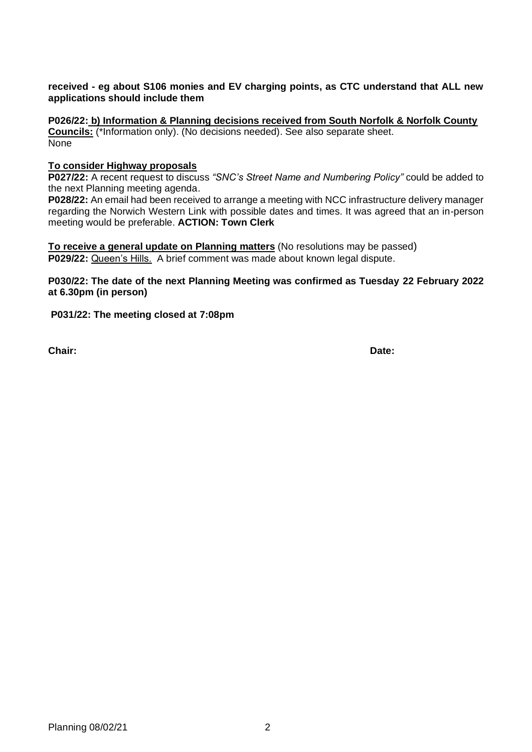**received - eg about S106 monies and EV charging points, as CTC understand that ALL new applications should include them**

**P026/22: b) Information & Planning decisions received from South Norfolk & Norfolk County Councils:** (*Information only). (No decisions needed). See also separate sheet.
None

**To consider Highway proposals**

**P027/22:** A recent request to discuss *"SNC's Street Name and Numbering Policy"* could be added to the next Planning meeting agenda.

**P028/22:** An email had been received to arrange a meeting with NCC infrastructure delivery manager regarding the Norwich Western Link with possible dates and times. It was agreed that an in-person meeting would be preferable. **ACTION: Town Clerk**

**To receive a general update on Planning matters** (No resolutions may be passed)

**P029/22:** Queen's Hills. A brief comment was made about known legal dispute.

**P030/22: The date of the next Planning Meeting was confirmed as Tuesday 22 February 2022 at 6.30pm (in person)**

**P031/22: The meeting closed at 7:08pm**

**Chair:** **Date:**